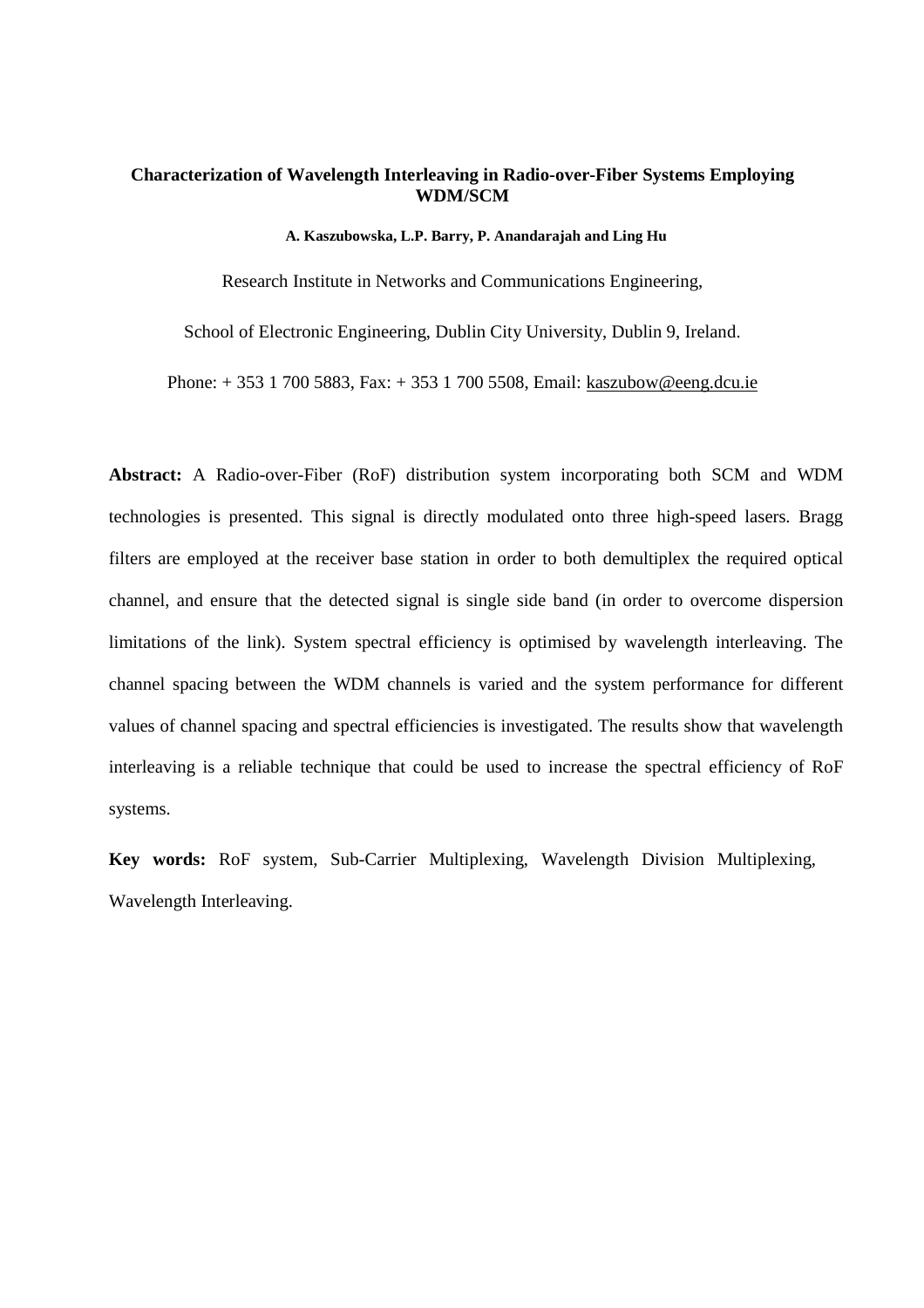# Characterization of Wavelength Interleaving in Radio-over-Fiber Systems Employing WDM/SCM

**A. Kaszubowska, L.P. Barry, P. Anandarajah and Ling Hu**

Research Institute in Networks and Communications Engineering,

School of Electronic Engineering, Dublin City University, Dublin 9, Ireland.

Phone: + 353 1 700 5883, Fax: + 353 1 700 5508, Email: kaszubow@eeng.dcu.ie

**Abstract:** A Radio-over-Fiber (RoF) distribution system incorporating both SCM and WDM technologies is presented. This signal is directly modulated onto three high-speed lasers. Bragg filters are employed at the receiver base station in order to both demultiplex the required optical channel, and ensure that the detected signal is single side band (in order to overcome dispersion limitations of the link). System spectral efficiency is optimised by wavelength interleaving. The channel spacing between the WDM channels is varied and the system performance for different values of channel spacing and spectral efficiencies is investigated. The results show that wavelength interleaving is a reliable technique that could be used to increase the spectral efficiency of RoF systems.

**Key words:** RoF system, Sub-Carrier Multiplexing, Wavelength Division Multiplexing, Wavelength Interleaving.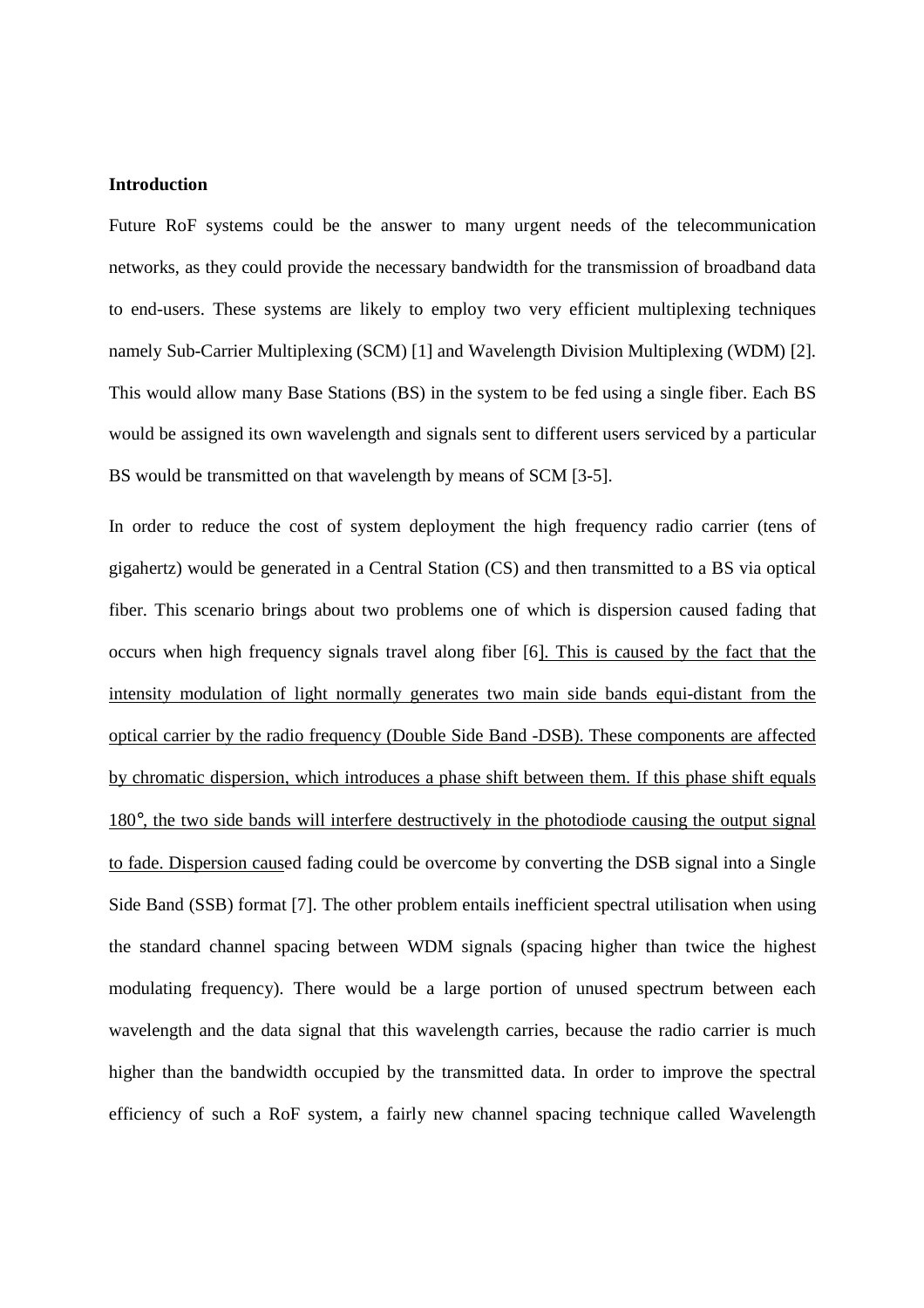**Introduction**

Future RoF systems could be the answer to many urgent needs of the telecommunication networks, as they could provide the necessary bandwidth for the transmission of broadband data to end-users. These systems are likely to employ two very efficient multiplexing techniques namely Sub-Carrier Multiplexing (SCM) [1] and Wavelength Division Multiplexing (WDM) [2]. This would allow many Base Stations (BS) in the system to be fed using a single fiber. Each BS would be assigned its own wavelength and signals sent to different users serviced by a particular BS would be transmitted on that wavelength by means of SCM [3-5].

In order to reduce the cost of system deployment the high frequency radio carrier (tens of gigahertz) would be generated in a Central Station (CS) and then transmitted to a BS via optical fiber. This scenario brings about two problems one of which is dispersion caused fading that occurs when high frequency signals travel along fiber [6]. This is caused by the fact that the intensity modulation of light normally generates two main side bands equi-distant from the optical carrier by the radio frequency (Double Side Band -DSB). These components are affected by chromatic dispersion, which introduces a phase shift between them. If this phase shift equals 180°, the two side bands will interfere destructively in the photodiode causing the output signal to fade. Dispersion caused fading could be overcome by converting the DSB signal into a Single Side Band (SSB) format [7]. The other problem entails inefficient spectral utilisation when using the standard channel spacing between WDM signals (spacing higher than twice the highest modulating frequency). There would be a large portion of unused spectrum between each wavelength and the data signal that this wavelength carries, because the radio carrier is much higher than the bandwidth occupied by the transmitted data. In order to improve the spectral efficiency of such a RoF system, a fairly new channel spacing technique called Wavelength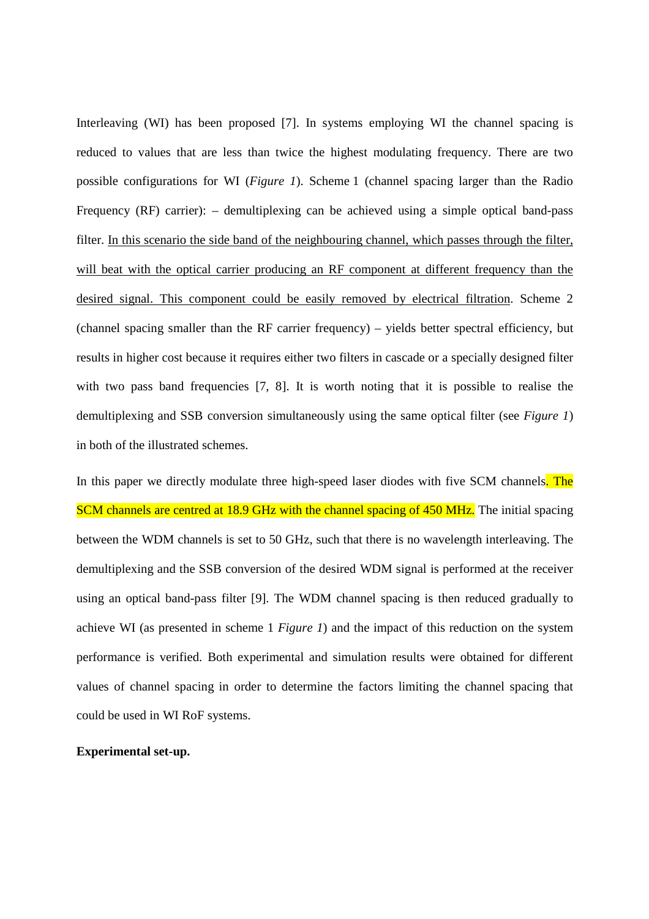Interleaving (WI) has been proposed [7]. In systems employing WI the channel spacing is reduced to values that are less than twice the highest modulating frequency. There are two possible configurations for WI (*Figure 1*). Scheme 1 (channel spacing larger than the Radio Frequency (RF) carrier): – demultiplexing can be achieved using a simple optical band-pass filter. In this scenario the side band of the neighbouring channel, which passes through the filter, will beat with the optical carrier producing an RF component at different frequency than the desired signal. This component could be easily removed by electrical filtration. Scheme 2 (channel spacing smaller than the RF carrier frequency) – yields better spectral efficiency, but results in higher cost because it requires either two filters in cascade or a specially designed filter with two pass band frequencies [7, 8]. It is worth noting that it is possible to realise the demultiplexing and SSB conversion simultaneously using the same optical filter (see *Figure 1*) in both of the illustrated schemes.

In this paper we directly modulate three high-speed laser diodes with five SCM channels. The SCM channels are centred at 18.9 GHz with the channel spacing of 450 MHz. The initial spacing between the WDM channels is set to 50 GHz, such that there is no wavelength interleaving. The demultiplexing and the SSB conversion of the desired WDM signal is performed at the receiver using an optical band-pass filter [9]. The WDM channel spacing is then reduced gradually to achieve WI (as presented in scheme 1 *Figure 1*) and the impact of this reduction on the system performance is verified. Both experimental and simulation results were obtained for different values of channel spacing in order to determine the factors limiting the channel spacing that could be used in WI RoF systems.

**Experimental set-up.**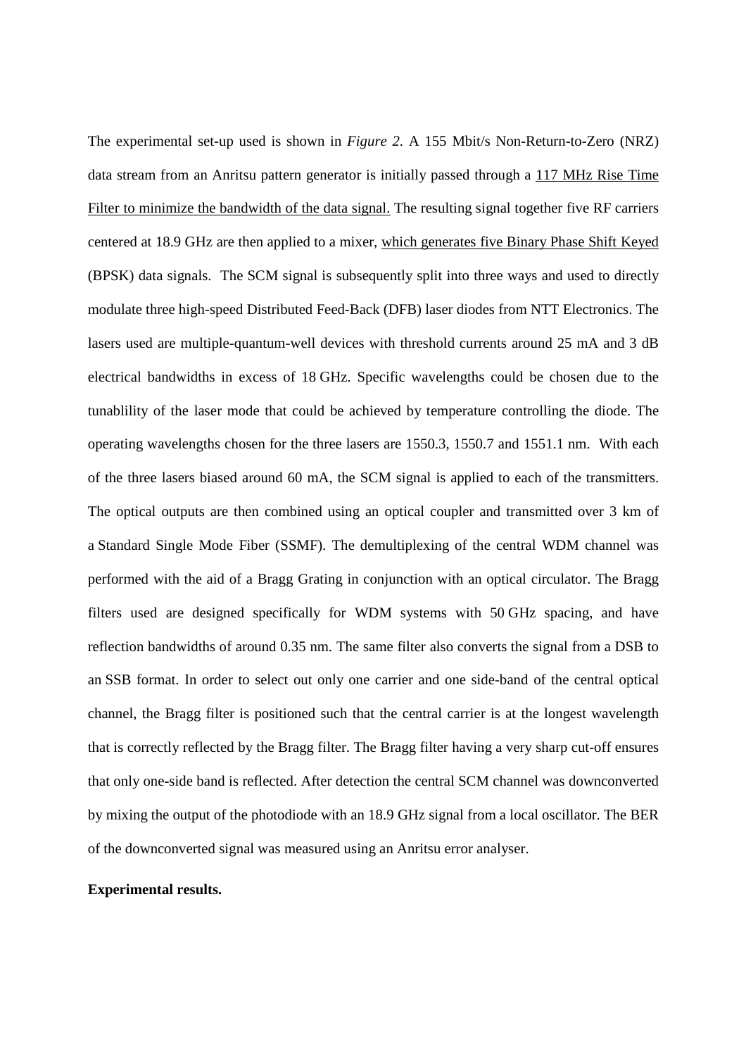The experimental set-up used is shown in *Figure 2*. A 155 Mbit/s Non-Return-to-Zero (NRZ) data stream from an Anritsu pattern generator is initially passed through a 117 MHz Rise Time Filter to minimize the bandwidth of the data signal. The resulting signal together five RF carriers centered at 18.9 GHz are then applied to a mixer, which generates five Binary Phase Shift Keyed (BPSK) data signals. The SCM signal is subsequently split into three ways and used to directly modulate three high-speed Distributed Feed-Back (DFB) laser diodes from NTT Electronics. The lasers used are multiple-quantum-well devices with threshold currents around 25 mA and 3 dB electrical bandwidths in excess of 18 GHz. Specific wavelengths could be chosen due to the tunablility of the laser mode that could be achieved by temperature controlling the diode. The operating wavelengths chosen for the three lasers are 1550.3, 1550.7 and 1551.1 nm. With each of the three lasers biased around 60 mA, the SCM signal is applied to each of the transmitters. The optical outputs are then combined using an optical coupler and transmitted over 3 km of a Standard Single Mode Fiber (SSMF). The demultiplexing of the central WDM channel was performed with the aid of a Bragg Grating in conjunction with an optical circulator. The Bragg filters used are designed specifically for WDM systems with 50 GHz spacing, and have reflection bandwidths of around 0.35 nm. The same filter also converts the signal from a DSB to an SSB format. In order to select out only one carrier and one side-band of the central optical channel, the Bragg filter is positioned such that the central carrier is at the longest wavelength that is correctly reflected by the Bragg filter. The Bragg filter having a very sharp cut-off ensures that only one-side band is reflected. After detection the central SCM channel was downconverted by mixing the output of the photodiode with an 18.9 GHz signal from a local oscillator. The BER of the downconverted signal was measured using an Anritsu error analyser.

**Experimental results.**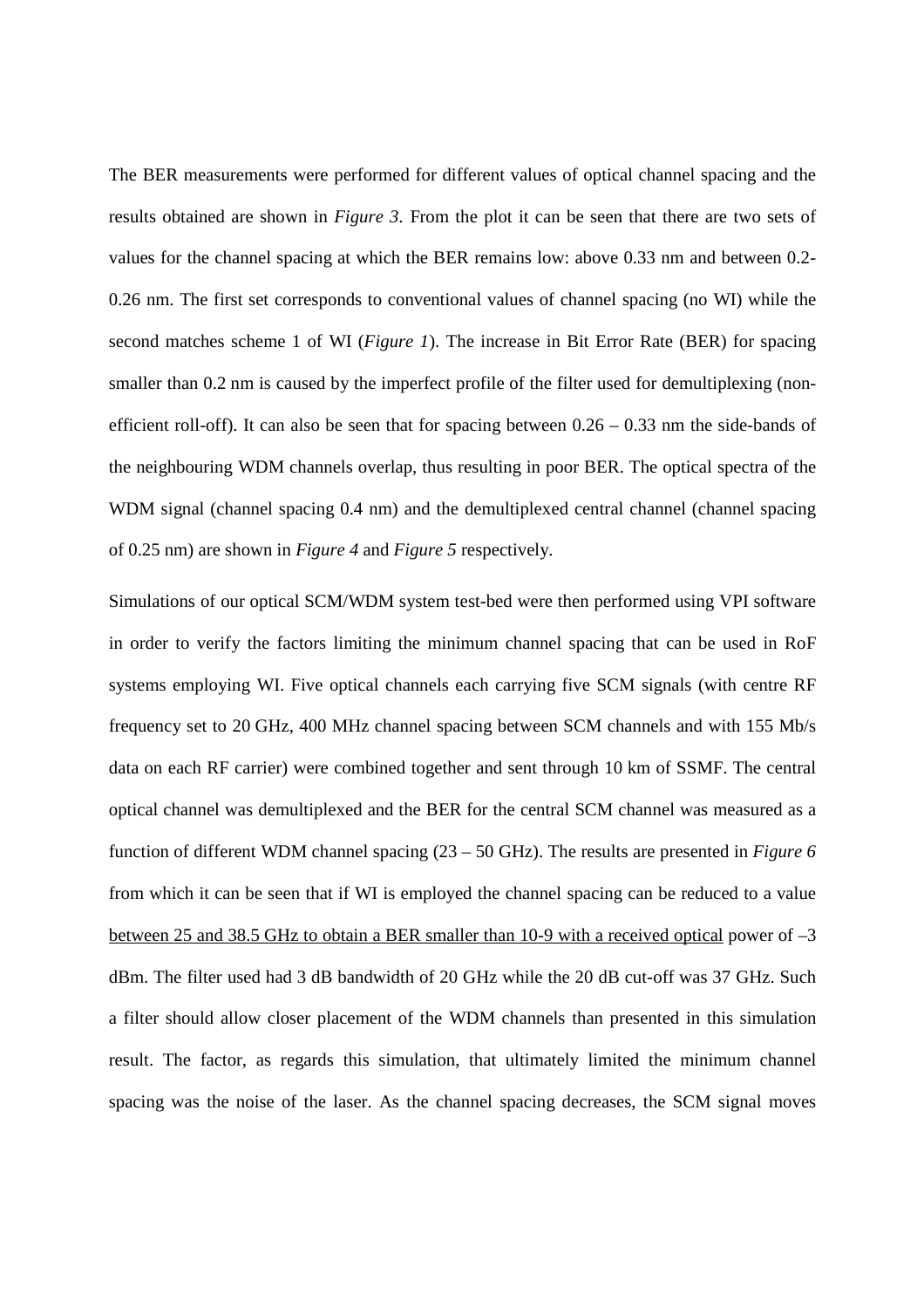The BER measurements were performed for different values of optical channel spacing and the results obtained are shown in *Figure 3*. From the plot it can be seen that there are two sets of values for the channel spacing at which the BER remains low: above 0.33 nm and between 0.2-0.26 nm. The first set corresponds to conventional values of channel spacing (no WI) while the second matches scheme 1 of WI (*Figure 1*). The increase in Bit Error Rate (BER) for spacing smaller than 0.2 nm is caused by the imperfect profile of the filter used for demultiplexing (non-efficient roll-off). It can also be seen that for spacing between 0.26 – 0.33 nm the side-bands of the neighbouring WDM channels overlap, thus resulting in poor BER. The optical spectra of the WDM signal (channel spacing 0.4 nm) and the demultiplexed central channel (channel spacing of 0.25 nm) are shown in *Figure 4* and *Figure 5* respectively.

Simulations of our optical SCM/WDM system test-bed were then performed using VPI software in order to verify the factors limiting the minimum channel spacing that can be used in RoF systems employing WI. Five optical channels each carrying five SCM signals (with centre RF frequency set to 20 GHz, 400 MHz channel spacing between SCM channels and with 155 Mb/s data on each RF carrier) were combined together and sent through 10 km of SSMF. The central optical channel was demultiplexed and the BER for the central SCM channel was measured as a function of different WDM channel spacing (23 – 50 GHz). The results are presented in *Figure 6* from which it can be seen that if WI is employed the channel spacing can be reduced to a value between 25 and 38.5 GHz to obtain a BER smaller than 10-9 with a received optical power of –3 dBm. The filter used had 3 dB bandwidth of 20 GHz while the 20 dB cut-off was 37 GHz. Such a filter should allow closer placement of the WDM channels than presented in this simulation result. The factor, as regards this simulation, that ultimately limited the minimum channel spacing was the noise of the laser. As the channel spacing decreases, the SCM signal moves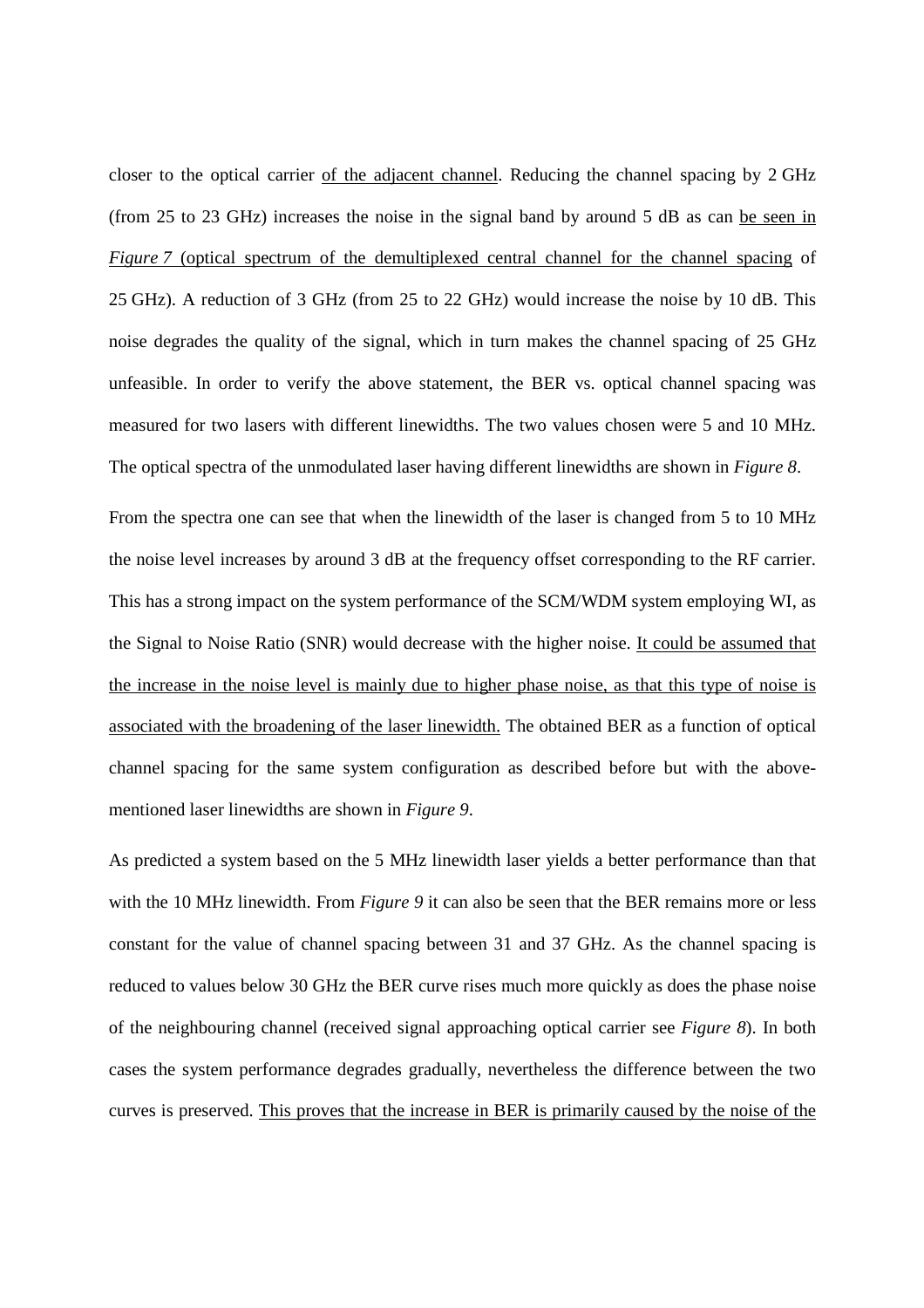closer to the optical carrier of the adjacent channel. Reducing the channel spacing by 2 GHz (from 25 to 23 GHz) increases the noise in the signal band by around 5 dB as can be seen in *Figure 7* (optical spectrum of the demultiplexed central channel for the channel spacing of 25 GHz). A reduction of 3 GHz (from 25 to 22 GHz) would increase the noise by 10 dB. This noise degrades the quality of the signal, which in turn makes the channel spacing of 25 GHz unfeasible. In order to verify the above statement, the BER vs. optical channel spacing was measured for two lasers with different linewidths. The two values chosen were 5 and 10 MHz. The optical spectra of the unmodulated laser having different linewidths are shown in *Figure 8*.

From the spectra one can see that when the linewidth of the laser is changed from 5 to 10 MHz the noise level increases by around 3 dB at the frequency offset corresponding to the RF carrier. This has a strong impact on the system performance of the SCM/WDM system employing WI, as the Signal to Noise Ratio (SNR) would decrease with the higher noise. It could be assumed that the increase in the noise level is mainly due to higher phase noise, as that this type of noise is associated with the broadening of the laser linewidth. The obtained BER as a function of optical channel spacing for the same system configuration as described before but with the above-mentioned laser linewidths are shown in *Figure 9*.

As predicted a system based on the 5 MHz linewidth laser yields a better performance than that with the 10 MHz linewidth. From *Figure 9* it can also be seen that the BER remains more or less constant for the value of channel spacing between 31 and 37 GHz. As the channel spacing is reduced to values below 30 GHz the BER curve rises much more quickly as does the phase noise of the neighbouring channel (received signal approaching optical carrier see *Figure 8*). In both cases the system performance degrades gradually, nevertheless the difference between the two curves is preserved. This proves that the increase in BER is primarily caused by the noise of the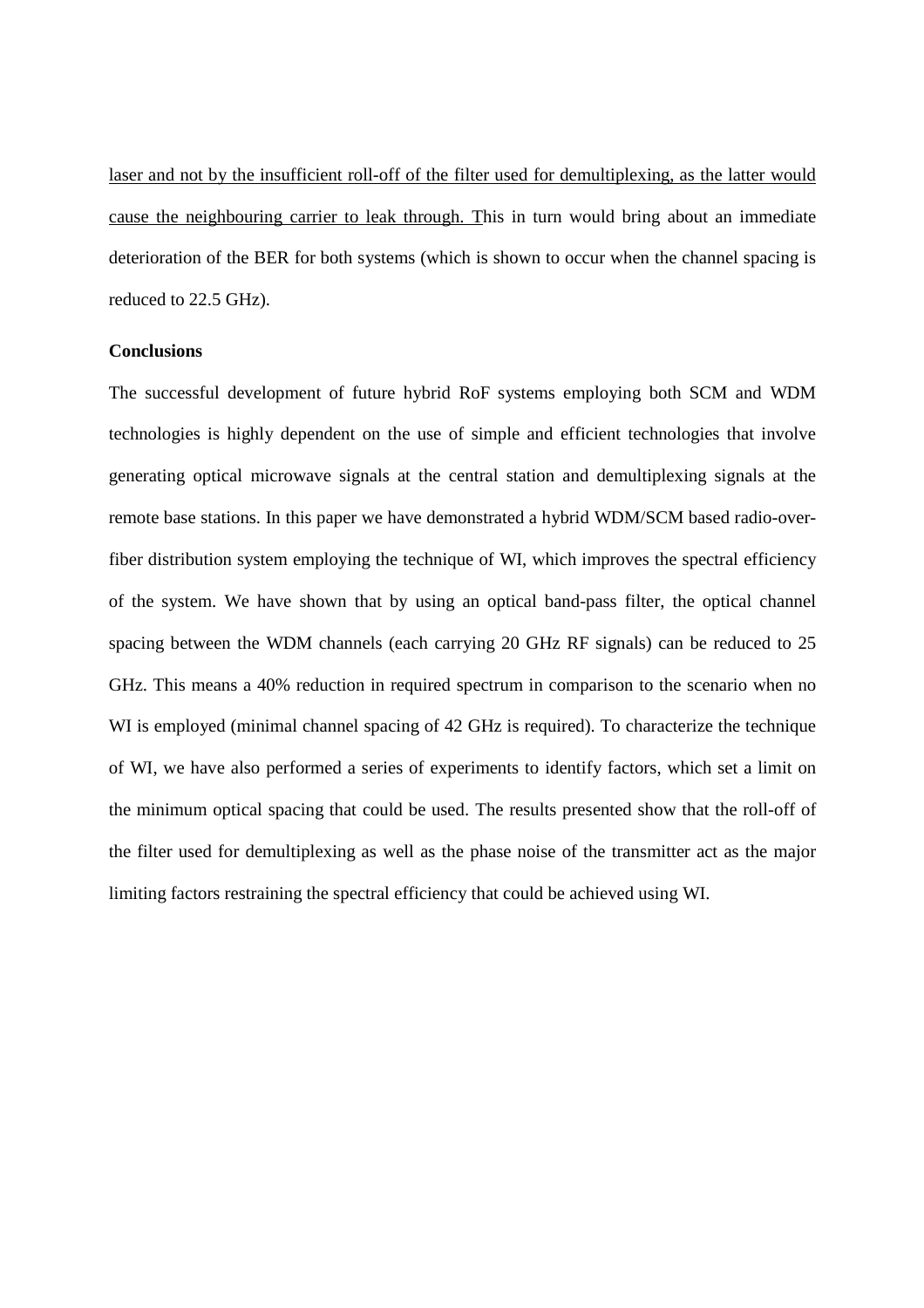laser and not by the insufficient roll-off of the filter used for demultiplexing, as the latter would cause the neighbouring carrier to leak through. This in turn would bring about an immediate deterioration of the BER for both systems (which is shown to occur when the channel spacing is reduced to 22.5 GHz).

**Conclusions**

The successful development of future hybrid RoF systems employing both SCM and WDM technologies is highly dependent on the use of simple and efficient technologies that involve generating optical microwave signals at the central station and demultiplexing signals at the remote base stations. In this paper we have demonstrated a hybrid WDM/SCM based radio-over-fiber distribution system employing the technique of WI, which improves the spectral efficiency of the system. We have shown that by using an optical band-pass filter, the optical channel spacing between the WDM channels (each carrying 20 GHz RF signals) can be reduced to 25 GHz. This means a 40% reduction in required spectrum in comparison to the scenario when no WI is employed (minimal channel spacing of 42 GHz is required). To characterize the technique of WI, we have also performed a series of experiments to identify factors, which set a limit on the minimum optical spacing that could be used. The results presented show that the roll-off of the filter used for demultiplexing as well as the phase noise of the transmitter act as the major limiting factors restraining the spectral efficiency that could be achieved using WI.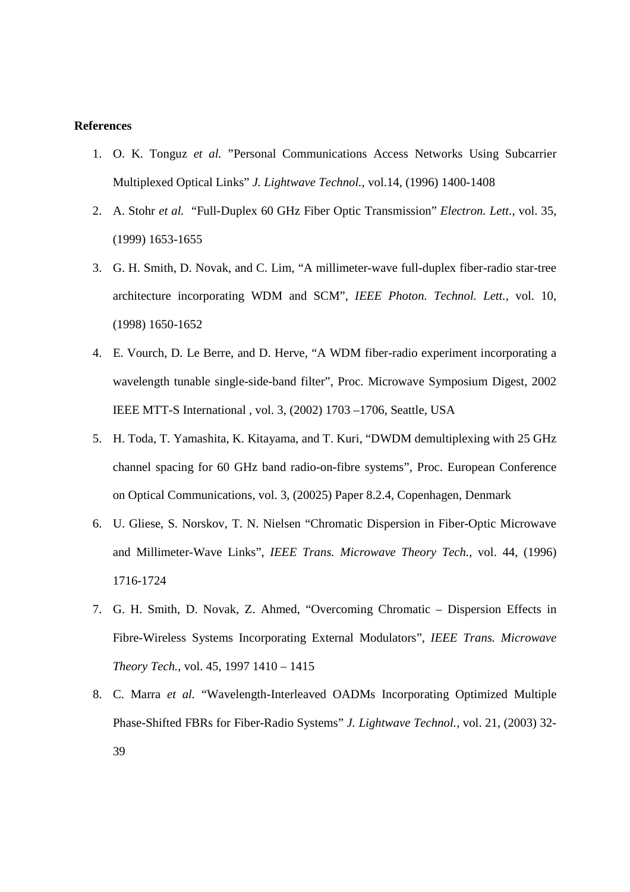**References**

1. O. K. Tonguz *et al.* ”Personal Communications Access Networks Using Subcarrier Multiplexed Optical Links” *J. Lightwave Technol.*, vol.14, (1996) 1400-1408
2. A. Stohr *et al.* “Full-Duplex 60 GHz Fiber Optic Transmission” *Electron. Lett.*, vol. 35, (1999) 1653-1655
3. G. H. Smith, D. Novak, and C. Lim, “A millimeter-wave full-duplex fiber-radio star-tree architecture incorporating WDM and SCM”, *IEEE Photon. Technol. Lett.*, vol. 10, (1998) 1650-1652
4. E. Vourch, D. Le Berre, and D. Herve, “A WDM fiber-radio experiment incorporating a wavelength tunable single-side-band filter”, Proc. Microwave Symposium Digest, 2002 IEEE MTT-S International , vol. 3, (2002) 1703 –1706, Seattle, USA
5. H. Toda, T. Yamashita, K. Kitayama, and T. Kuri, “DWDM demultiplexing with 25 GHz channel spacing for 60 GHz band radio-on-fibre systems”, Proc. European Conference on Optical Communications, vol. 3, (20025) Paper 8.2.4, Copenhagen, Denmark
6. U. Gliese, S. Norskov, T. N. Nielsen “Chromatic Dispersion in Fiber-Optic Microwave and Millimeter-Wave Links”, *IEEE Trans. Microwave Theory Tech.,* vol. 44, (1996) 1716-1724
7. G. H. Smith, D. Novak, Z. Ahmed, “Overcoming Chromatic – Dispersion Effects in Fibre-Wireless Systems Incorporating External Modulators”, *IEEE Trans. Microwave Theory Tech.*, vol. 45, 1997 1410 – 1415
8. C. Marra *et al.* “Wavelength-Interleaved OADMs Incorporating Optimized Multiple Phase-Shifted FBRs for Fiber-Radio Systems” *J. Lightwave Technol.*, vol. 21, (2003) 32-39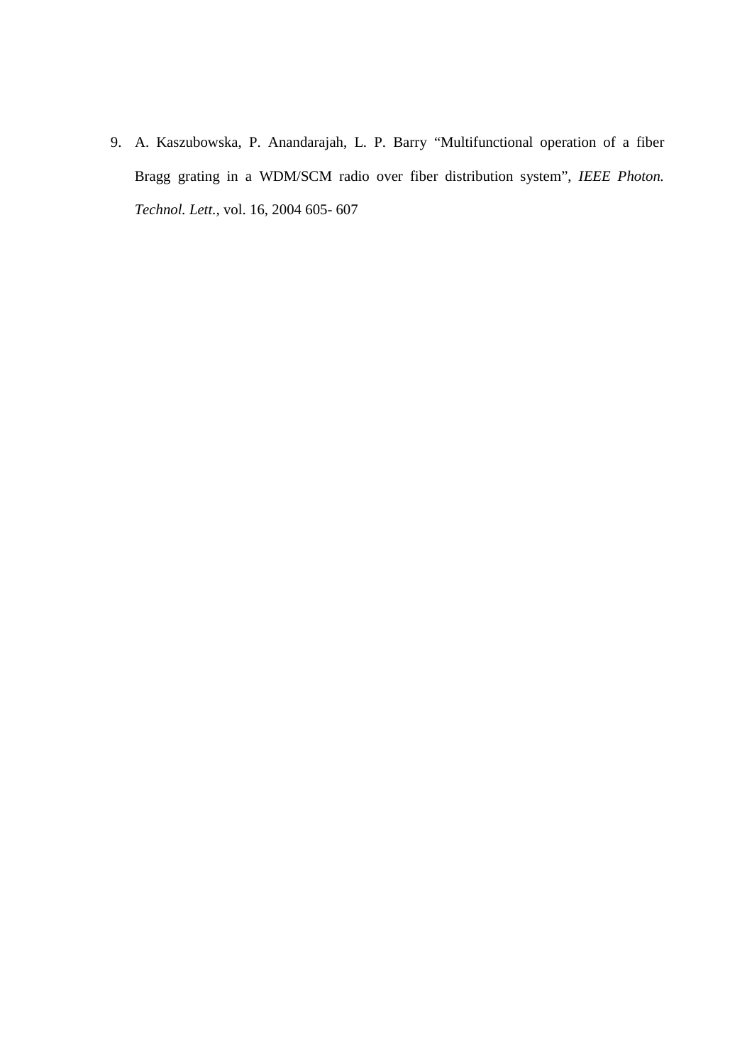9. A. Kaszubowska, P. Anandarajah, L. P. Barry "Multifunctional operation of a fiber Bragg grating in a WDM/SCM radio over fiber distribution system", *IEEE Photon. Technol. Lett.*, vol. 16, 2004 605- 607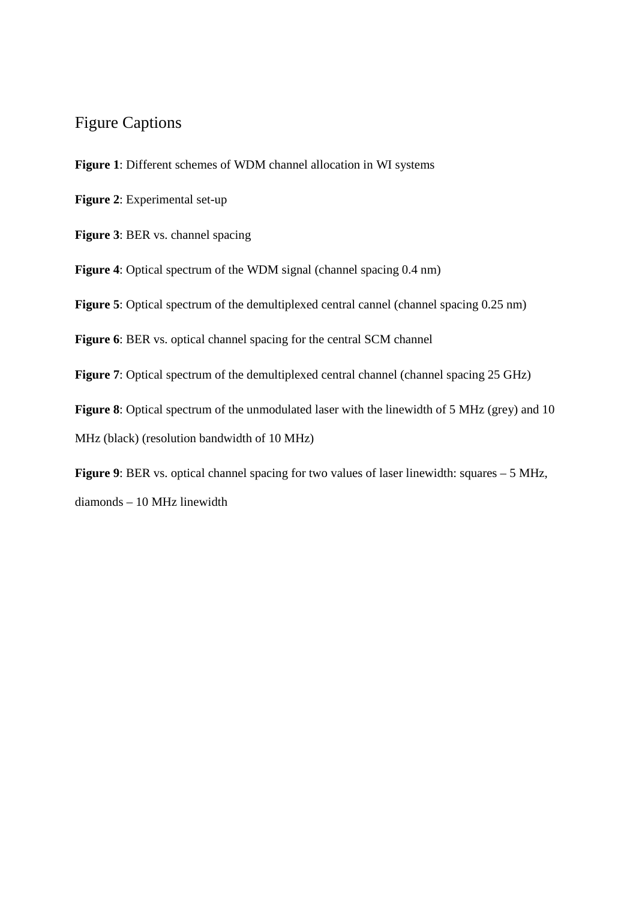# Figure Captions

**Figure 1**: Different schemes of WDM channel allocation in WI systems

**Figure 2**: Experimental set-up

**Figure 3**: BER vs. channel spacing

**Figure 4**: Optical spectrum of the WDM signal (channel spacing 0.4 nm)

**Figure 5**: Optical spectrum of the demultiplexed central cannel (channel spacing 0.25 nm)

**Figure 6**: BER vs. optical channel spacing for the central SCM channel

**Figure 7**: Optical spectrum of the demultiplexed central channel (channel spacing 25 GHz)

**Figure 8**: Optical spectrum of the unmodulated laser with the linewidth of 5 MHz (grey) and 10 MHz (black) (resolution bandwidth of 10 MHz)

**Figure 9**: BER vs. optical channel spacing for two values of laser linewidth: squares – 5 MHz, diamonds – 10 MHz linewidth